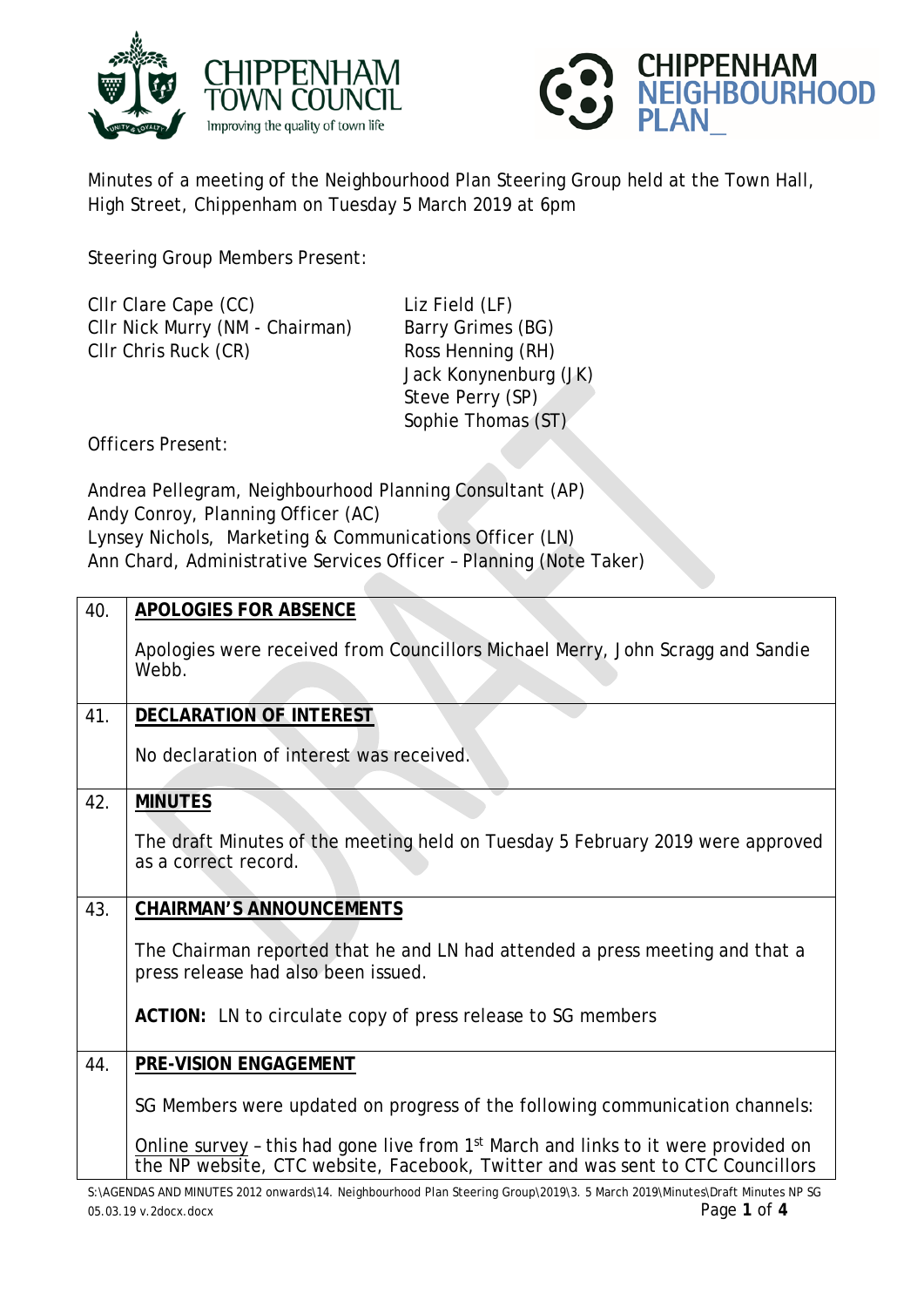Minutes of a meeting of the Neighbourhood Plan Steering Group held at the Town Hall, High Street, Chippenham on Tuesday 5 March 2019 at 6pm

Steering Group Members Present:

Cllr Clare Cape (CC)
Cllr Nick Murry (NM - Chairman)
Cllr Chris Ruck (CR)
Liz Field (LF)
Barry Grimes (BG)
Ross Henning (RH)
Jack Konynenburg (JK)
Steve Perry (SP)
Sophie Thomas (ST)

Officers Present:

Andrea Pellegram, Neighbourhood Planning Consultant (AP)
Andy Conroy, Planning Officer (AC)
Lynsey Nichols, Marketing & Communications Officer (LN)
Ann Chard, Administrative Services Officer – Planning (Note Taker)

| | |
|---|---|
| 40. | **APOLOGIES FOR ABSENCE**<br><br>Apologies were received from Councillors Michael Merry, John Scragg and Sandie Webb. |
| 41. | **DECLARATION OF INTEREST**<br><br>No declaration of interest was received. |
| 42. | **MINUTES**<br><br>The draft Minutes of the meeting held on Tuesday 5 February 2019 were approved as a correct record. |
| 43. | **CHAIRMAN'S ANNOUNCEMENTS**<br><br>The Chairman reported that he and LN had attended a press meeting and that a press release had also been issued.<br><br>**ACTION:** LN to circulate copy of press release to SG members |
| 44. | **PRE-VISION ENGAGEMENT**<br><br>SG Members were updated on progress of the following communication channels:<br><br>Online survey – this had gone live from 1st March and links to it were provided on the NP website, CTC website, Facebook, Twitter and was sent to CTC Councillors |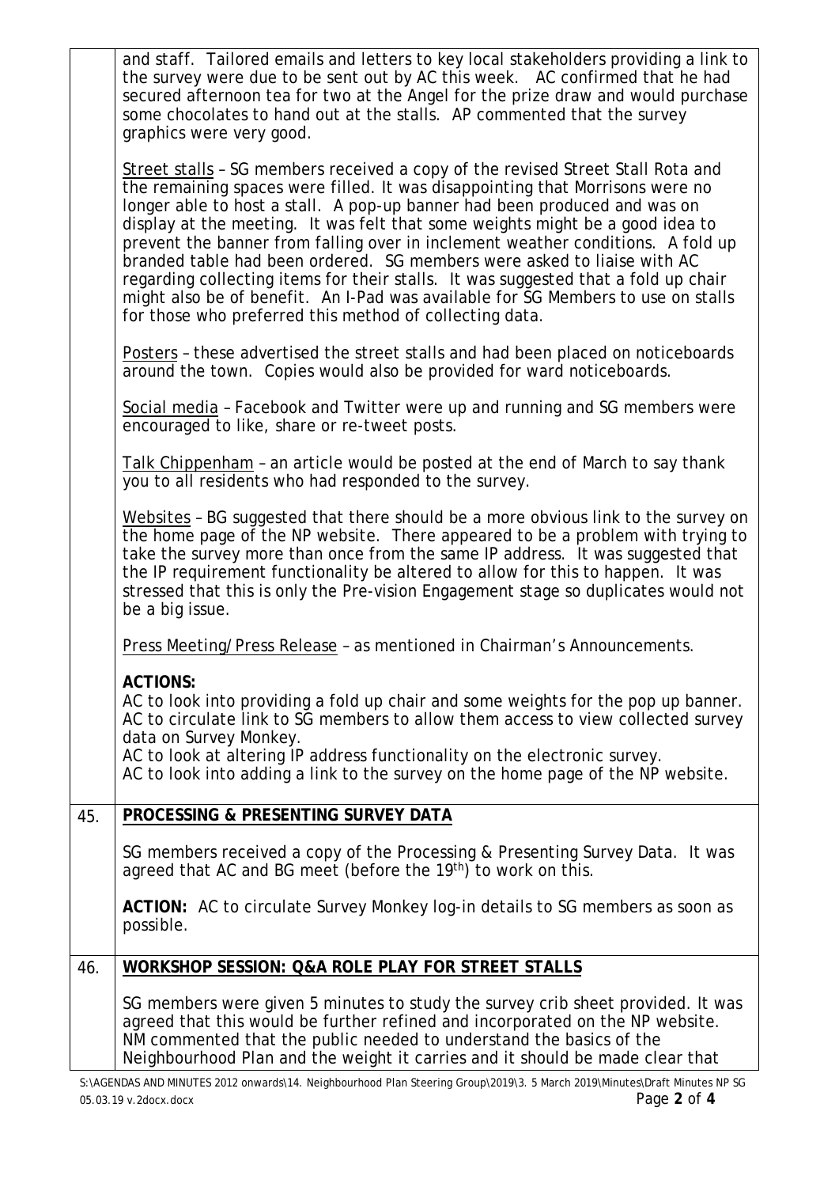and staff. Tailored emails and letters to key local stakeholders providing a link to the survey were due to be sent out by AC this week. AC confirmed that he had secured afternoon tea for two at the Angel for the prize draw and would purchase some chocolates to hand out at the stalls. AP commented that the survey graphics were very good.

Street stalls – SG members received a copy of the revised Street Stall Rota and the remaining spaces were filled. It was disappointing that Morrisons were no longer able to host a stall. A pop-up banner had been produced and was on display at the meeting. It was felt that some weights might be a good idea to prevent the banner from falling over in inclement weather conditions. A fold up branded table had been ordered. SG members were asked to liaise with AC regarding collecting items for their stalls. It was suggested that a fold up chair might also be of benefit. An I-Pad was available for SG Members to use on stalls for those who preferred this method of collecting data.

Posters – these advertised the street stalls and had been placed on noticeboards around the town. Copies would also be provided for ward noticeboards.

Social media – Facebook and Twitter were up and running and SG members were encouraged to like, share or re-tweet posts.

Talk Chippenham – an article would be posted at the end of March to say thank you to all residents who had responded to the survey.

Websites – BG suggested that there should be a more obvious link to the survey on the home page of the NP website. There appeared to be a problem with trying to take the survey more than once from the same IP address. It was suggested that the IP requirement functionality be altered to allow for this to happen. It was stressed that this is only the Pre-vision Engagement stage so duplicates would not be a big issue.

Press Meeting/Press Release – as mentioned in Chairman's Announcements.

**ACTIONS:**
AC to look into providing a fold up chair and some weights for the pop up banner.
AC to circulate link to SG members to allow them access to view collected survey data on Survey Monkey.
AC to look at altering IP address functionality on the electronic survey.
AC to look into adding a link to the survey on the home page of the NP website.

## 45. PROCESSING & PRESENTING SURVEY DATA

SG members received a copy of the Processing & Presenting Survey Data. It was agreed that AC and BG meet (before the 19th) to work on this.

**ACTION:** AC to circulate Survey Monkey log-in details to SG members as soon as possible.

## 46. WORKSHOP SESSION: Q&A ROLE PLAY FOR STREET STALLS

SG members were given 5 minutes to study the survey crib sheet provided. It was agreed that this would be further refined and incorporated on the NP website. NM commented that the public needed to understand the basics of the Neighbourhood Plan and the weight it carries and it should be made clear that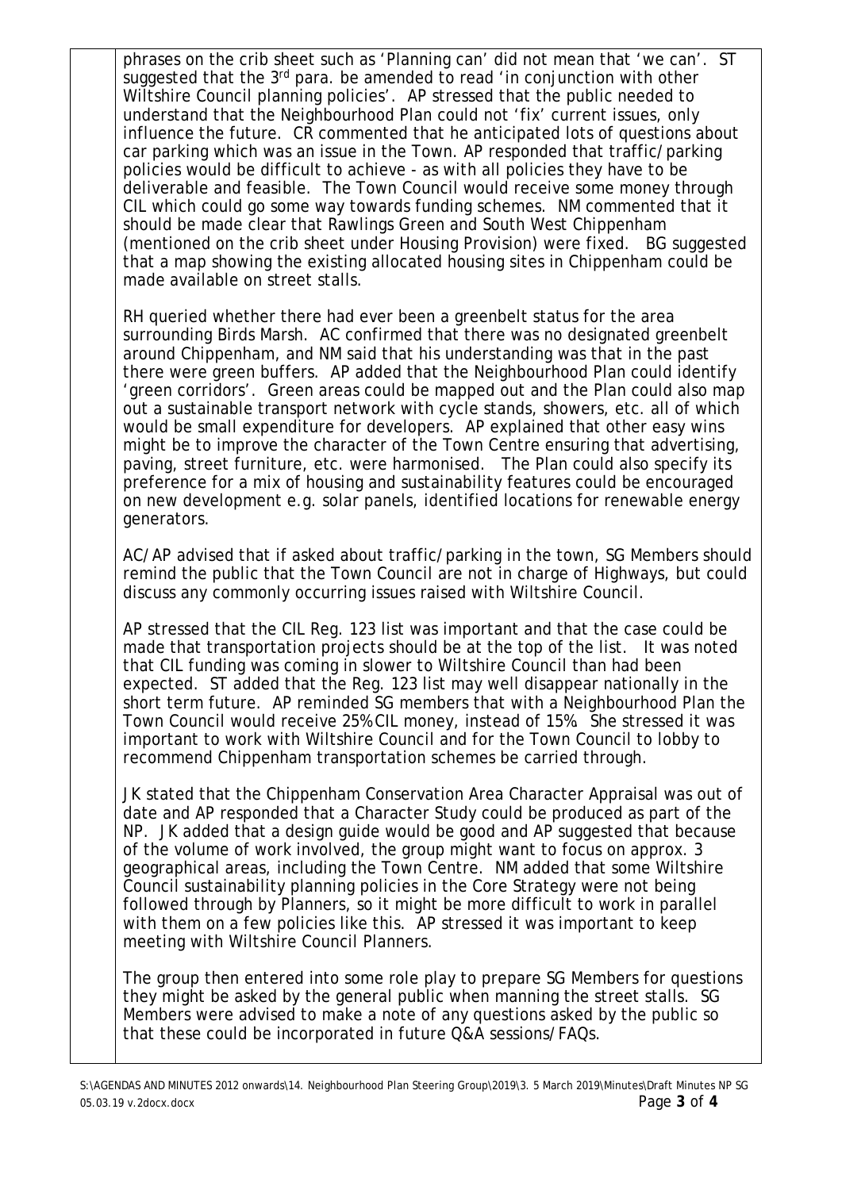phrases on the crib sheet such as 'Planning can' did not mean that 'we can'. ST suggested that the 3rd para. be amended to read 'in conjunction with other Wiltshire Council planning policies'. AP stressed that the public needed to understand that the Neighbourhood Plan could not 'fix' current issues, only influence the future. CR commented that he anticipated lots of questions about car parking which was an issue in the Town. AP responded that traffic/parking policies would be difficult to achieve - as with all policies they have to be deliverable and feasible. The Town Council would receive some money through CIL which could go some way towards funding schemes. NM commented that it should be made clear that Rawlings Green and South West Chippenham (mentioned on the crib sheet under Housing Provision) were fixed. BG suggested that a map showing the existing allocated housing sites in Chippenham could be made available on street stalls.

RH queried whether there had ever been a greenbelt status for the area surrounding Birds Marsh. AC confirmed that there was no designated greenbelt around Chippenham, and NM said that his understanding was that in the past there were green buffers. AP added that the Neighbourhood Plan could identify 'green corridors'. Green areas could be mapped out and the Plan could also map out a sustainable transport network with cycle stands, showers, etc. all of which would be small expenditure for developers. AP explained that other easy wins might be to improve the character of the Town Centre ensuring that advertising, paving, street furniture, etc. were harmonised. The Plan could also specify its preference for a mix of housing and sustainability features could be encouraged on new development e.g. solar panels, identified locations for renewable energy generators.

AC/AP advised that if asked about traffic/parking in the town, SG Members should remind the public that the Town Council are not in charge of Highways, but could discuss any commonly occurring issues raised with Wiltshire Council.

AP stressed that the CIL Reg. 123 list was important and that the case could be made that transportation projects should be at the top of the list. It was noted that CIL funding was coming in slower to Wiltshire Council than had been expected. ST added that the Reg. 123 list may well disappear nationally in the short term future. AP reminded SG members that with a Neighbourhood Plan the Town Council would receive 25% CIL money, instead of 15%. She stressed it was important to work with Wiltshire Council and for the Town Council to lobby to recommend Chippenham transportation schemes be carried through.

JK stated that the Chippenham Conservation Area Character Appraisal was out of date and AP responded that a Character Study could be produced as part of the NP. JK added that a design guide would be good and AP suggested that because of the volume of work involved, the group might want to focus on approx. 3 geographical areas, including the Town Centre. NM added that some Wiltshire Council sustainability planning policies in the Core Strategy were not being followed through by Planners, so it might be more difficult to work in parallel with them on a few policies like this. AP stressed it was important to keep meeting with Wiltshire Council Planners.

The group then entered into some role play to prepare SG Members for questions they might be asked by the general public when manning the street stalls. SG Members were advised to make a note of any questions asked by the public so that these could be incorporated in future Q&A sessions/FAQs.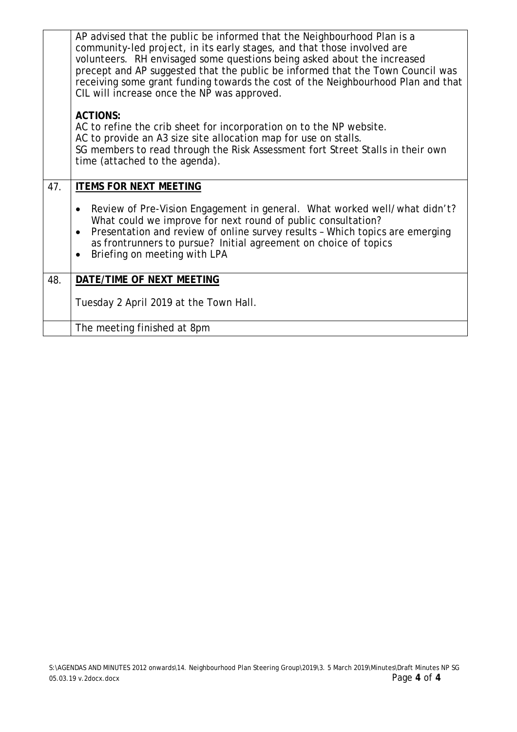| | |
|---|---|
| | AP advised that the public be informed that the Neighbourhood Plan is a community-led project, in its early stages, and that those involved are volunteers. RH envisaged some questions being asked about the increased precept and AP suggested that the public be informed that the Town Council was receiving some grant funding towards the cost of the Neighbourhood Plan and that CIL will increase once the NP was approved.<br><br>**ACTIONS:**<br>AC to refine the crib sheet for incorporation on to the NP website.<br>AC to provide an A3 size site allocation map for use on stalls.<br>SG members to read through the Risk Assessment fort Street Stalls in their own time (attached to the agenda). |
| 47. | **<u>ITEMS FOR NEXT MEETING</u>**<br><br>• Review of Pre-Vision Engagement in general. What worked well/what didn't? What could we improve for next round of public consultation?<br>• Presentation and review of online survey results – Which topics are emerging as frontrunners to pursue? Initial agreement on choice of topics<br>• Briefing on meeting with LPA |
| 48. | **<u>DATE/TIME OF NEXT MEETING</u>**<br><br>Tuesday 2 April 2019 at the Town Hall. |
| | The meeting finished at 8pm |

S:\AGENDAS AND MINUTES 2012 onwards\14. Neighbourhood Plan Steering Group\2019\3. 5 March 2019\Minutes\Draft Minutes NP SG 05.03.19 v.2docx.docx